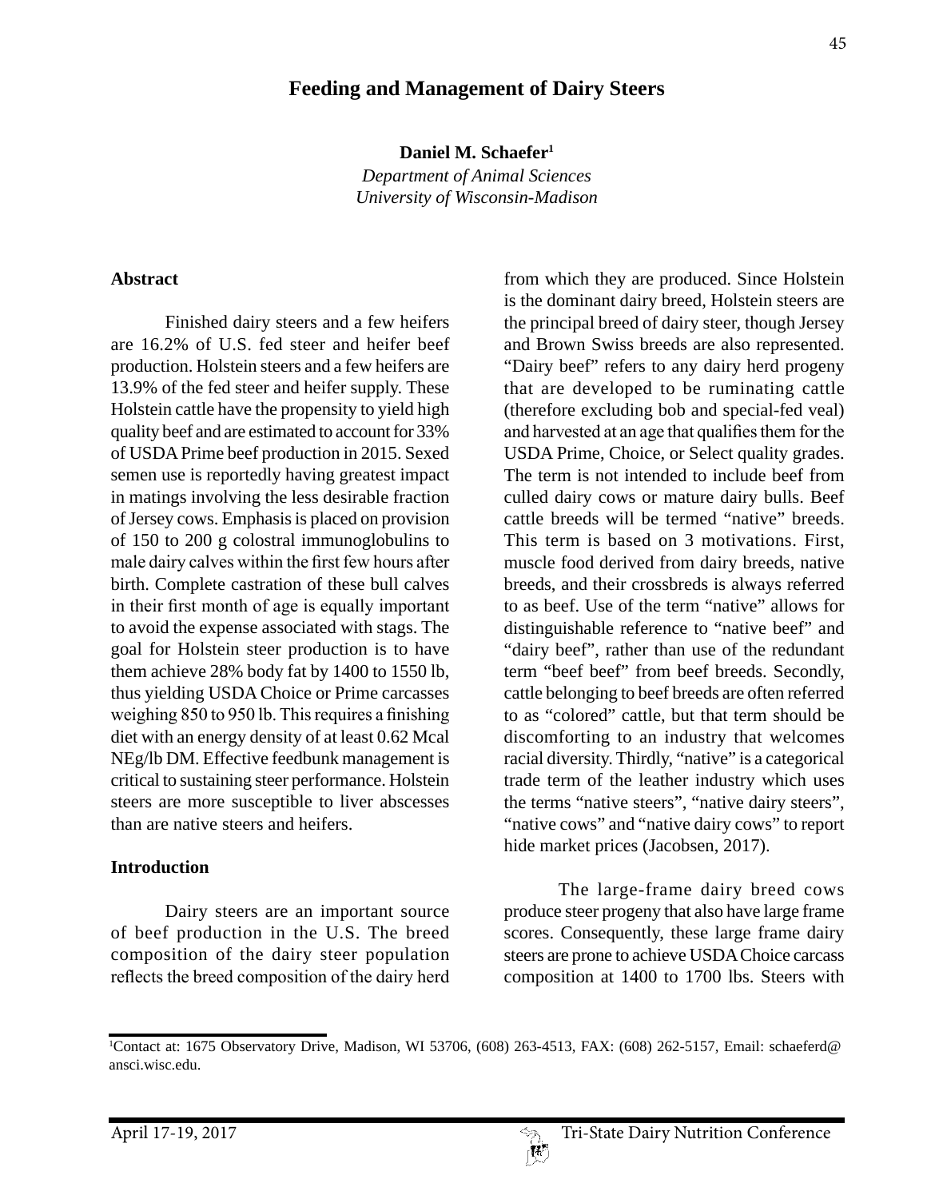# Feeding and Management of Dairy Steers

**Daniel M. Schaefer**[1]

*Department of Animal Sciences*
*University of Wisconsin-Madison*

## Abstract

Finished dairy steers and a few heifers are 16.2% of U.S. fed steer and heifer beef production. Holstein steers and a few heifers are 13.9% of the fed steer and heifer supply. These Holstein cattle have the propensity to yield high quality beef and are estimated to account for 33% of USDA Prime beef production in 2015. Sexed semen use is reportedly having greatest impact in matings involving the less desirable fraction of Jersey cows. Emphasis is placed on provision of 150 to 200 g colostral immunoglobulins to male dairy calves within the first few hours after birth. Complete castration of these bull calves in their first month of age is equally important to avoid the expense associated with stags. The goal for Holstein steer production is to have them achieve 28% body fat by 1400 to 1550 lb, thus yielding USDA Choice or Prime carcasses weighing 850 to 950 lb. This requires a finishing diet with an energy density of at least 0.62 Mcal NEg/lb DM. Effective feedbunk management is critical to sustaining steer performance. Holstein steers are more susceptible to liver abscesses than are native steers and heifers.

## Introduction

Dairy steers are an important source of beef production in the U.S. The breed composition of the dairy steer population reflects the breed composition of the dairy herd from which they are produced. Since Holstein is the dominant dairy breed, Holstein steers are the principal breed of dairy steer, though Jersey and Brown Swiss breeds are also represented. "Dairy beef" refers to any dairy herd progeny that are developed to be ruminating cattle (therefore excluding bob and special-fed veal) and harvested at an age that qualifies them for the USDA Prime, Choice, or Select quality grades. The term is not intended to include beef from culled dairy cows or mature dairy bulls. Beef cattle breeds will be termed "native" breeds. This term is based on 3 motivations. First, muscle food derived from dairy breeds, native breeds, and their crossbreds is always referred to as beef. Use of the term "native" allows for distinguishable reference to "native beef" and "dairy beef", rather than use of the redundant term "beef beef" from beef breeds. Secondly, cattle belonging to beef breeds are often referred to as "colored" cattle, but that term should be discomforting to an industry that welcomes racial diversity. Thirdly, "native" is a categorical trade term of the leather industry which uses the terms "native steers", "native dairy steers", "native cows" and "native dairy cows" to report hide market prices (Jacobsen, 2017).

The large-frame dairy breed cows produce steer progeny that also have large frame scores. Consequently, these large frame dairy steers are prone to achieve USDA Choice carcass composition at 1400 to 1700 lbs. Steers with

[1]Contact at: 1675 Observatory Drive, Madison, WI 53706, (608) 263-4513, FAX: (608) 262-5157, Email: schaeferd@ansci.wisc.edu.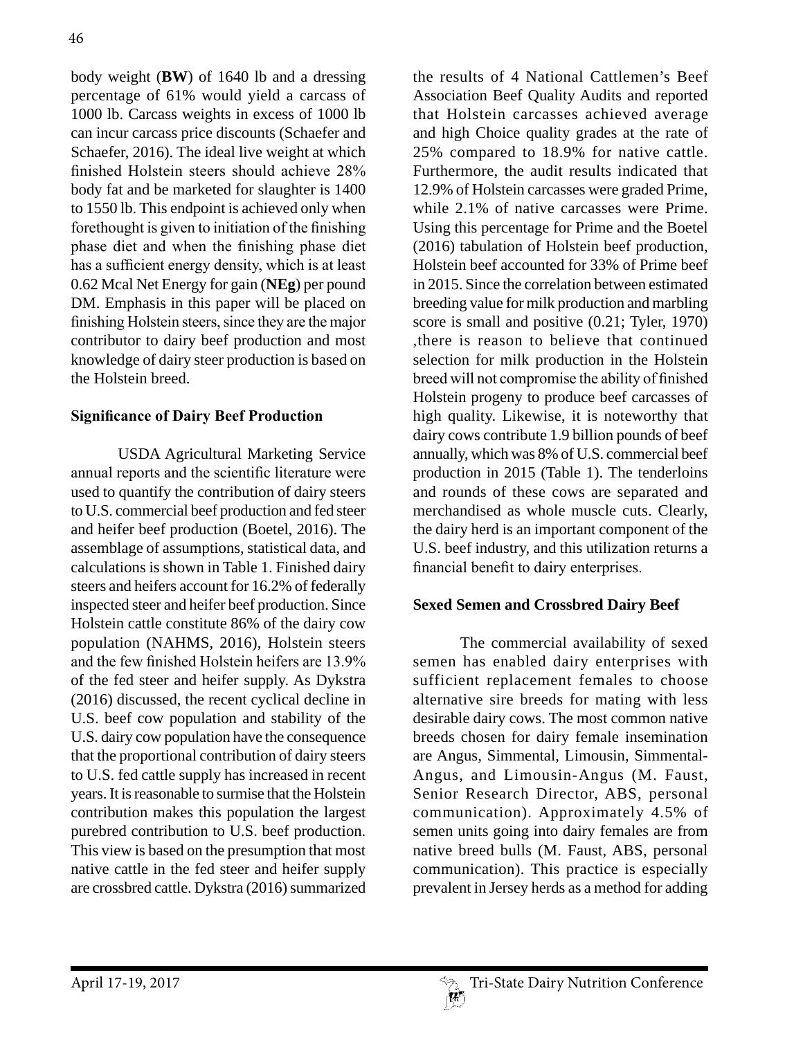body weight (**BW**) of 1640 lb and a dressing percentage of 61% would yield a carcass of 1000 lb. Carcass weights in excess of 1000 lb can incur carcass price discounts (Schaefer and Schaefer, 2016). The ideal live weight at which finished Holstein steers should achieve 28% body fat and be marketed for slaughter is 1400 to 1550 lb. This endpoint is achieved only when forethought is given to initiation of the finishing phase diet and when the finishing phase diet has a sufficient energy density, which is at least 0.62 Mcal Net Energy for gain (**NEg**) per pound DM. Emphasis in this paper will be placed on finishing Holstein steers, since they are the major contributor to dairy beef production and most knowledge of dairy steer production is based on the Holstein breed.

## Significance of Dairy Beef Production

USDA Agricultural Marketing Service annual reports and the scientific literature were used to quantify the contribution of dairy steers to U.S. commercial beef production and fed steer and heifer beef production (Boetel, 2016). The assemblage of assumptions, statistical data, and calculations is shown in Table 1. Finished dairy steers and heifers account for 16.2% of federally inspected steer and heifer beef production. Since Holstein cattle constitute 86% of the dairy cow population (NAHMS, 2016), Holstein steers and the few finished Holstein heifers are 13.9% of the fed steer and heifer supply. As Dykstra (2016) discussed, the recent cyclical decline in U.S. beef cow population and stability of the U.S. dairy cow population have the consequence that the proportional contribution of dairy steers to U.S. fed cattle supply has increased in recent years. It is reasonable to surmise that the Holstein contribution makes this population the largest purebred contribution to U.S. beef production. This view is based on the presumption that most native cattle in the fed steer and heifer supply are crossbred cattle. Dykstra (2016) summarized the results of 4 National Cattlemen's Beef Association Beef Quality Audits and reported that Holstein carcasses achieved average and high Choice quality grades at the rate of 25% compared to 18.9% for native cattle. Furthermore, the audit results indicated that 12.9% of Holstein carcasses were graded Prime, while 2.1% of native carcasses were Prime. Using this percentage for Prime and the Boetel (2016) tabulation of Holstein beef production, Holstein beef accounted for 33% of Prime beef in 2015. Since the correlation between estimated breeding value for milk production and marbling score is small and positive (0.21; Tyler, 1970) ,there is reason to believe that continued selection for milk production in the Holstein breed will not compromise the ability of finished Holstein progeny to produce beef carcasses of high quality. Likewise, it is noteworthy that dairy cows contribute 1.9 billion pounds of beef annually, which was 8% of U.S. commercial beef production in 2015 (Table 1). The tenderloins and rounds of these cows are separated and merchandised as whole muscle cuts. Clearly, the dairy herd is an important component of the U.S. beef industry, and this utilization returns a financial benefit to dairy enterprises.

## Sexed Semen and Crossbred Dairy Beef

The commercial availability of sexed semen has enabled dairy enterprises with sufficient replacement females to choose alternative sire breeds for mating with less desirable dairy cows. The most common native breeds chosen for dairy female insemination are Angus, Simmental, Limousin, Simmental-Angus, and Limousin-Angus (M. Faust, Senior Research Director, ABS, personal communication). Approximately 4.5% of semen units going into dairy females are from native breed bulls (M. Faust, ABS, personal communication). This practice is especially prevalent in Jersey herds as a method for adding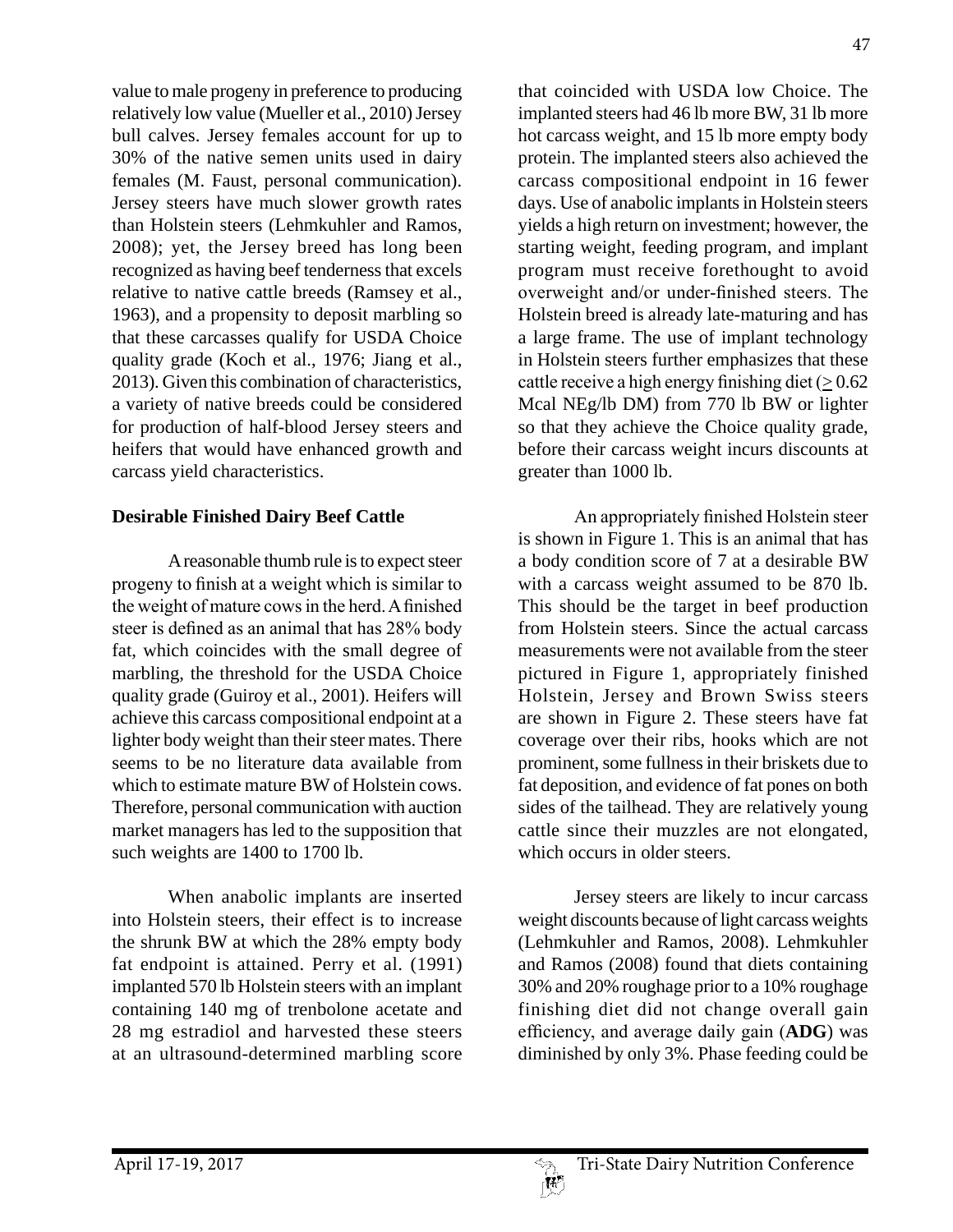value to male progeny in preference to producing relatively low value (Mueller et al., 2010) Jersey bull calves. Jersey females account for up to 30% of the native semen units used in dairy females (M. Faust, personal communication). Jersey steers have much slower growth rates than Holstein steers (Lehmkuhler and Ramos, 2008); yet, the Jersey breed has long been recognized as having beef tenderness that excels relative to native cattle breeds (Ramsey et al., 1963), and a propensity to deposit marbling so that these carcasses qualify for USDA Choice quality grade (Koch et al., 1976; Jiang et al., 2013). Given this combination of characteristics, a variety of native breeds could be considered for production of half-blood Jersey steers and heifers that would have enhanced growth and carcass yield characteristics.

## Desirable Finished Dairy Beef Cattle

A reasonable thumb rule is to expect steer progeny to finish at a weight which is similar to the weight of mature cows in the herd. A finished steer is defined as an animal that has 28% body fat, which coincides with the small degree of marbling, the threshold for the USDA Choice quality grade (Guiroy et al., 2001). Heifers will achieve this carcass compositional endpoint at a lighter body weight than their steer mates. There seems to be no literature data available from which to estimate mature BW of Holstein cows. Therefore, personal communication with auction market managers has led to the supposition that such weights are 1400 to 1700 lb.

When anabolic implants are inserted into Holstein steers, their effect is to increase the shrunk BW at which the 28% empty body fat endpoint is attained. Perry et al. (1991) implanted 570 lb Holstein steers with an implant containing 140 mg of trenbolone acetate and 28 mg estradiol and harvested these steers at an ultrasound-determined marbling score that coincided with USDA low Choice. The implanted steers had 46 lb more BW, 31 lb more hot carcass weight, and 15 lb more empty body protein. The implanted steers also achieved the carcass compositional endpoint in 16 fewer days. Use of anabolic implants in Holstein steers yields a high return on investment; however, the starting weight, feeding program, and implant program must receive forethought to avoid overweight and/or under-finished steers. The Holstein breed is already late-maturing and has a large frame. The use of implant technology in Holstein steers further emphasizes that these cattle receive a high energy finishing diet ($\geq$ 0.62 Mcal NEg/lb DM) from 770 lb BW or lighter so that they achieve the Choice quality grade, before their carcass weight incurs discounts at greater than 1000 lb.

An appropriately finished Holstein steer is shown in Figure 1. This is an animal that has a body condition score of 7 at a desirable BW with a carcass weight assumed to be 870 lb. This should be the target in beef production from Holstein steers. Since the actual carcass measurements were not available from the steer pictured in Figure 1, appropriately finished Holstein, Jersey and Brown Swiss steers are shown in Figure 2. These steers have fat coverage over their ribs, hooks which are not prominent, some fullness in their briskets due to fat deposition, and evidence of fat pones on both sides of the tailhead. They are relatively young cattle since their muzzles are not elongated, which occurs in older steers.

Jersey steers are likely to incur carcass weight discounts because of light carcass weights (Lehmkuhler and Ramos, 2008). Lehmkuhler and Ramos (2008) found that diets containing 30% and 20% roughage prior to a 10% roughage finishing diet did not change overall gain efficiency, and average daily gain (**ADG**) was diminished by only 3%. Phase feeding could be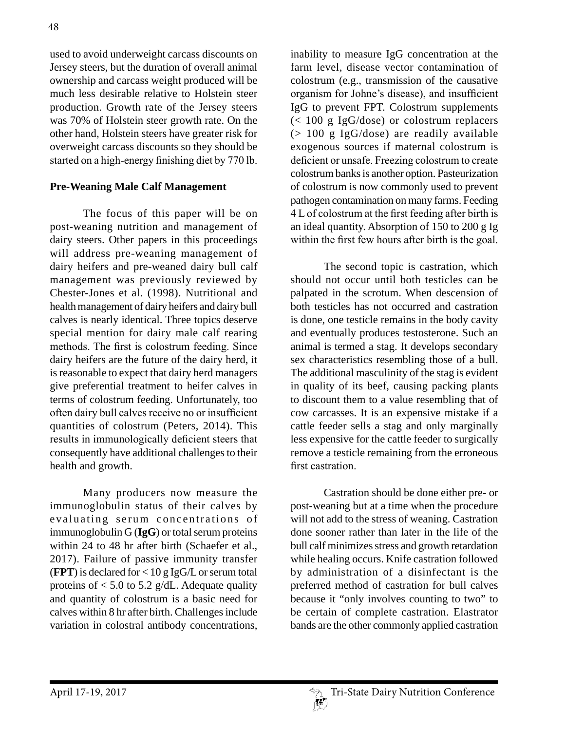used to avoid underweight carcass discounts on Jersey steers, but the duration of overall animal ownership and carcass weight produced will be much less desirable relative to Holstein steer production. Growth rate of the Jersey steers was 70% of Holstein steer growth rate. On the other hand, Holstein steers have greater risk for overweight carcass discounts so they should be started on a high-energy finishing diet by 770 lb.

## Pre-Weaning Male Calf Management

The focus of this paper will be on post-weaning nutrition and management of dairy steers. Other papers in this proceedings will address pre-weaning management of dairy heifers and pre-weaned dairy bull calf management was previously reviewed by Chester-Jones et al. (1998). Nutritional and health management of dairy heifers and dairy bull calves is nearly identical. Three topics deserve special mention for dairy male calf rearing methods. The first is colostrum feeding. Since dairy heifers are the future of the dairy herd, it is reasonable to expect that dairy herd managers give preferential treatment to heifer calves in terms of colostrum feeding. Unfortunately, too often dairy bull calves receive no or insufficient quantities of colostrum (Peters, 2014). This results in immunologically deficient steers that consequently have additional challenges to their health and growth.

Many producers now measure the immunoglobulin status of their calves by evaluating serum concentrations of immunoglobulin G (**IgG**) or total serum proteins within 24 to 48 hr after birth (Schaefer et al., 2017). Failure of passive immunity transfer (**FPT**) is declared for < 10 g IgG/L or serum total proteins of < 5.0 to 5.2 g/dL. Adequate quality and quantity of colostrum is a basic need for calves within 8 hr after birth. Challenges include variation in colostral antibody concentrations, inability to measure IgG concentration at the farm level, disease vector contamination of colostrum (e.g., transmission of the causative organism for Johne's disease), and insufficient IgG to prevent FPT. Colostrum supplements (< 100 g IgG/dose) or colostrum replacers (> 100 g IgG/dose) are readily available exogenous sources if maternal colostrum is deficient or unsafe. Freezing colostrum to create colostrum banks is another option. Pasteurization of colostrum is now commonly used to prevent pathogen contamination on many farms. Feeding 4 L of colostrum at the first feeding after birth is an ideal quantity. Absorption of 150 to 200 g Ig within the first few hours after birth is the goal.

The second topic is castration, which should not occur until both testicles can be palpated in the scrotum. When descension of both testicles has not occurred and castration is done, one testicle remains in the body cavity and eventually produces testosterone. Such an animal is termed a stag. It develops secondary sex characteristics resembling those of a bull. The additional masculinity of the stag is evident in quality of its beef, causing packing plants to discount them to a value resembling that of cow carcasses. It is an expensive mistake if a cattle feeder sells a stag and only marginally less expensive for the cattle feeder to surgically remove a testicle remaining from the erroneous first castration.

Castration should be done either pre- or post-weaning but at a time when the procedure will not add to the stress of weaning. Castration done sooner rather than later in the life of the bull calf minimizes stress and growth retardation while healing occurs. Knife castration followed by administration of a disinfectant is the preferred method of castration for bull calves because it "only involves counting to two" to be certain of complete castration. Elastrator bands are the other commonly applied castration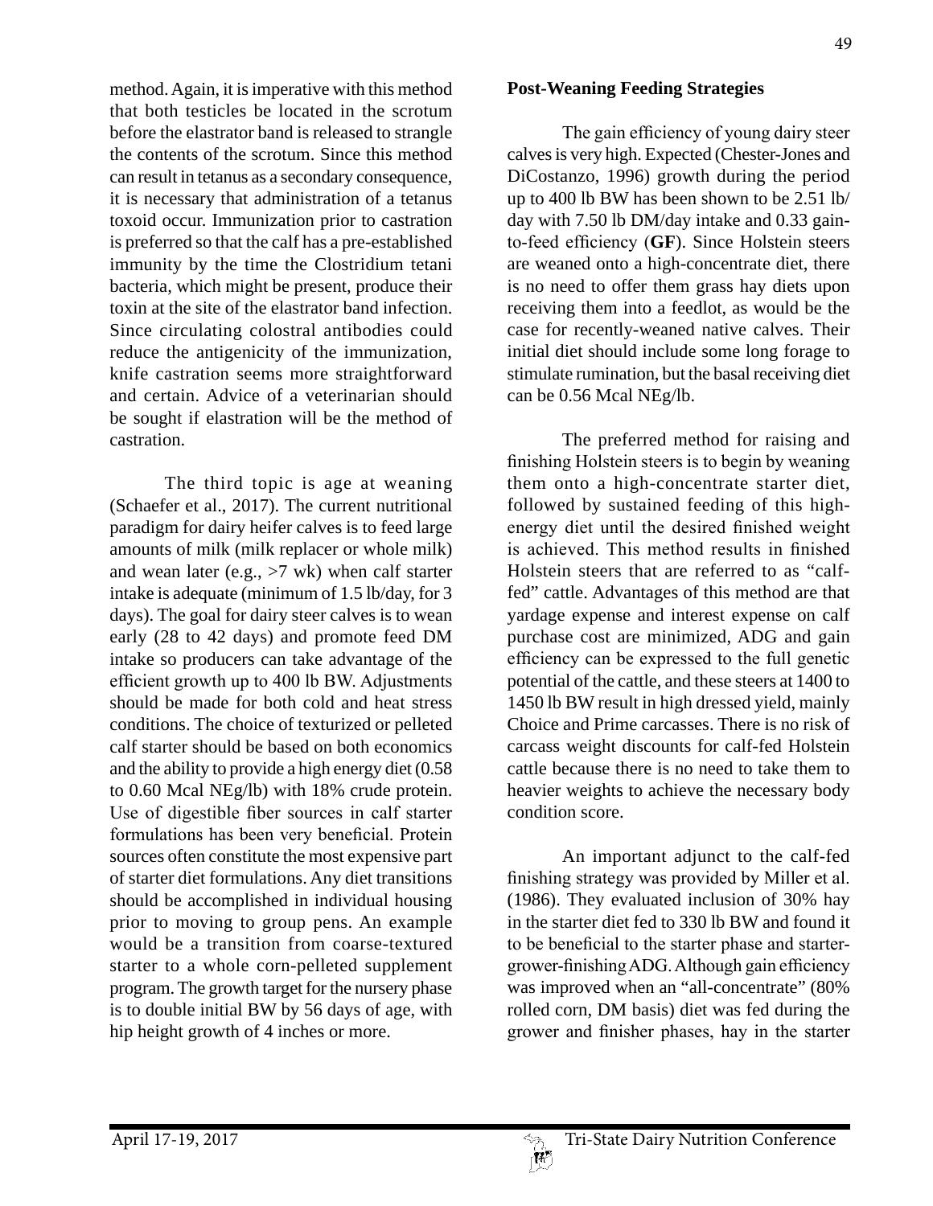method. Again, it is imperative with this method that both testicles be located in the scrotum before the elastrator band is released to strangle the contents of the scrotum. Since this method can result in tetanus as a secondary consequence, it is necessary that administration of a tetanus toxoid occur. Immunization prior to castration is preferred so that the calf has a pre-established immunity by the time the Clostridium tetani bacteria, which might be present, produce their toxin at the site of the elastrator band infection. Since circulating colostral antibodies could reduce the antigenicity of the immunization, knife castration seems more straightforward and certain. Advice of a veterinarian should be sought if elastration will be the method of castration.

The third topic is age at weaning (Schaefer et al., 2017). The current nutritional paradigm for dairy heifer calves is to feed large amounts of milk (milk replacer or whole milk) and wean later (e.g., >7 wk) when calf starter intake is adequate (minimum of 1.5 lb/day, for 3 days). The goal for dairy steer calves is to wean early (28 to 42 days) and promote feed DM intake so producers can take advantage of the efficient growth up to 400 lb BW. Adjustments should be made for both cold and heat stress conditions. The choice of texturized or pelleted calf starter should be based on both economics and the ability to provide a high energy diet (0.58 to 0.60 Mcal NEg/lb) with 18% crude protein. Use of digestible fiber sources in calf starter formulations has been very beneficial. Protein sources often constitute the most expensive part of starter diet formulations. Any diet transitions should be accomplished in individual housing prior to moving to group pens. An example would be a transition from coarse-textured starter to a whole corn-pelleted supplement program. The growth target for the nursery phase is to double initial BW by 56 days of age, with hip height growth of 4 inches or more.

**Post-Weaning Feeding Strategies**

The gain efficiency of young dairy steer calves is very high. Expected (Chester-Jones and DiCostanzo, 1996) growth during the period up to 400 lb BW has been shown to be 2.51 lb/day with 7.50 lb DM/day intake and 0.33 gain-to-feed efficiency (**GF**). Since Holstein steers are weaned onto a high-concentrate diet, there is no need to offer them grass hay diets upon receiving them into a feedlot, as would be the case for recently-weaned native calves. Their initial diet should include some long forage to stimulate rumination, but the basal receiving diet can be 0.56 Mcal NEg/lb.

The preferred method for raising and finishing Holstein steers is to begin by weaning them onto a high-concentrate starter diet, followed by sustained feeding of this high-energy diet until the desired finished weight is achieved. This method results in finished Holstein steers that are referred to as "calf-fed" cattle. Advantages of this method are that yardage expense and interest expense on calf purchase cost are minimized, ADG and gain efficiency can be expressed to the full genetic potential of the cattle, and these steers at 1400 to 1450 lb BW result in high dressed yield, mainly Choice and Prime carcasses. There is no risk of carcass weight discounts for calf-fed Holstein cattle because there is no need to take them to heavier weights to achieve the necessary body condition score.

An important adjunct to the calf-fed finishing strategy was provided by Miller et al. (1986). They evaluated inclusion of 30% hay in the starter diet fed to 330 lb BW and found it to be beneficial to the starter phase and starter-grower-finishing ADG. Although gain efficiency was improved when an "all-concentrate" (80% rolled corn, DM basis) diet was fed during the grower and finisher phases, hay in the starter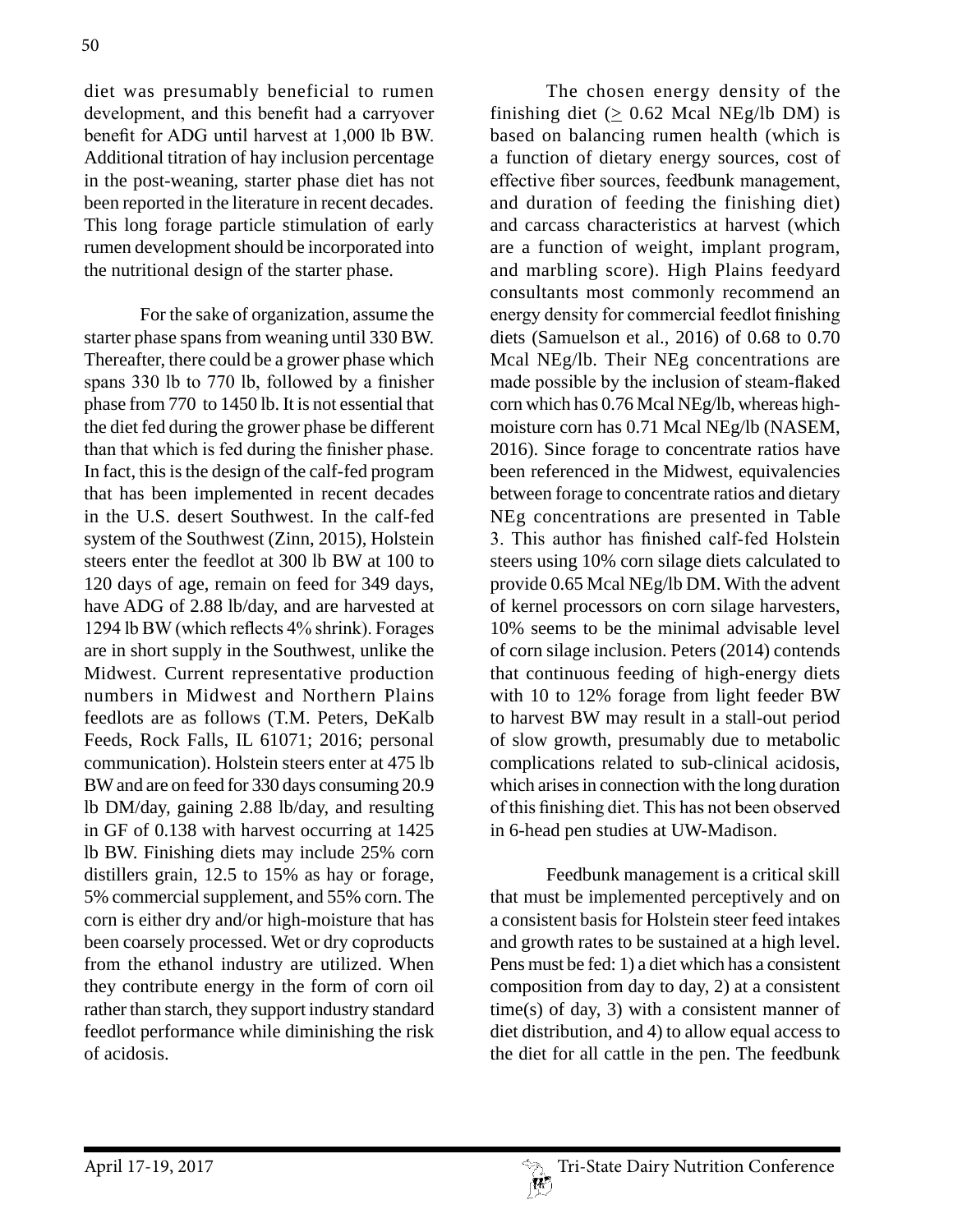diet was presumably beneficial to rumen development, and this benefit had a carryover benefit for ADG until harvest at 1,000 lb BW. Additional titration of hay inclusion percentage in the post-weaning, starter phase diet has not been reported in the literature in recent decades. This long forage particle stimulation of early rumen development should be incorporated into the nutritional design of the starter phase.

For the sake of organization, assume the starter phase spans from weaning until 330 BW. Thereafter, there could be a grower phase which spans 330 lb to 770 lb, followed by a finisher phase from 770 to 1450 lb. It is not essential that the diet fed during the grower phase be different than that which is fed during the finisher phase. In fact, this is the design of the calf-fed program that has been implemented in recent decades in the U.S. desert Southwest. In the calf-fed system of the Southwest (Zinn, 2015), Holstein steers enter the feedlot at 300 lb BW at 100 to 120 days of age, remain on feed for 349 days, have ADG of 2.88 lb/day, and are harvested at 1294 lb BW (which reflects 4% shrink). Forages are in short supply in the Southwest, unlike the Midwest. Current representative production numbers in Midwest and Northern Plains feedlots are as follows (T.M. Peters, DeKalb Feeds, Rock Falls, IL 61071; 2016; personal communication). Holstein steers enter at 475 lb BW and are on feed for 330 days consuming 20.9 lb DM/day, gaining 2.88 lb/day, and resulting in GF of 0.138 with harvest occurring at 1425 lb BW. Finishing diets may include 25% corn distillers grain, 12.5 to 15% as hay or forage, 5% commercial supplement, and 55% corn. The corn is either dry and/or high-moisture that has been coarsely processed. Wet or dry coproducts from the ethanol industry are utilized. When they contribute energy in the form of corn oil rather than starch, they support industry standard feedlot performance while diminishing the risk of acidosis.

The chosen energy density of the finishing diet ($\geq$ 0.62 Mcal NEg/lb DM) is based on balancing rumen health (which is a function of dietary energy sources, cost of effective fiber sources, feedbunk management, and duration of feeding the finishing diet) and carcass characteristics at harvest (which are a function of weight, implant program, and marbling score). High Plains feedyard consultants most commonly recommend an energy density for commercial feedlot finishing diets (Samuelson et al., 2016) of 0.68 to 0.70 Mcal NEg/lb. Their NEg concentrations are made possible by the inclusion of steam-flaked corn which has 0.76 Mcal NEg/lb, whereas high-moisture corn has 0.71 Mcal NEg/lb (NASEM, 2016). Since forage to concentrate ratios have been referenced in the Midwest, equivalencies between forage to concentrate ratios and dietary NEg concentrations are presented in Table 3. This author has finished calf-fed Holstein steers using 10% corn silage diets calculated to provide 0.65 Mcal NEg/lb DM. With the advent of kernel processors on corn silage harvesters, 10% seems to be the minimal advisable level of corn silage inclusion. Peters (2014) contends that continuous feeding of high-energy diets with 10 to 12% forage from light feeder BW to harvest BW may result in a stall-out period of slow growth, presumably due to metabolic complications related to sub-clinical acidosis, which arises in connection with the long duration of this finishing diet. This has not been observed in 6-head pen studies at UW-Madison.

Feedbunk management is a critical skill that must be implemented perceptively and on a consistent basis for Holstein steer feed intakes and growth rates to be sustained at a high level. Pens must be fed: 1) a diet which has a consistent composition from day to day, 2) at a consistent time(s) of day, 3) with a consistent manner of diet distribution, and 4) to allow equal access to the diet for all cattle in the pen. The feedbunk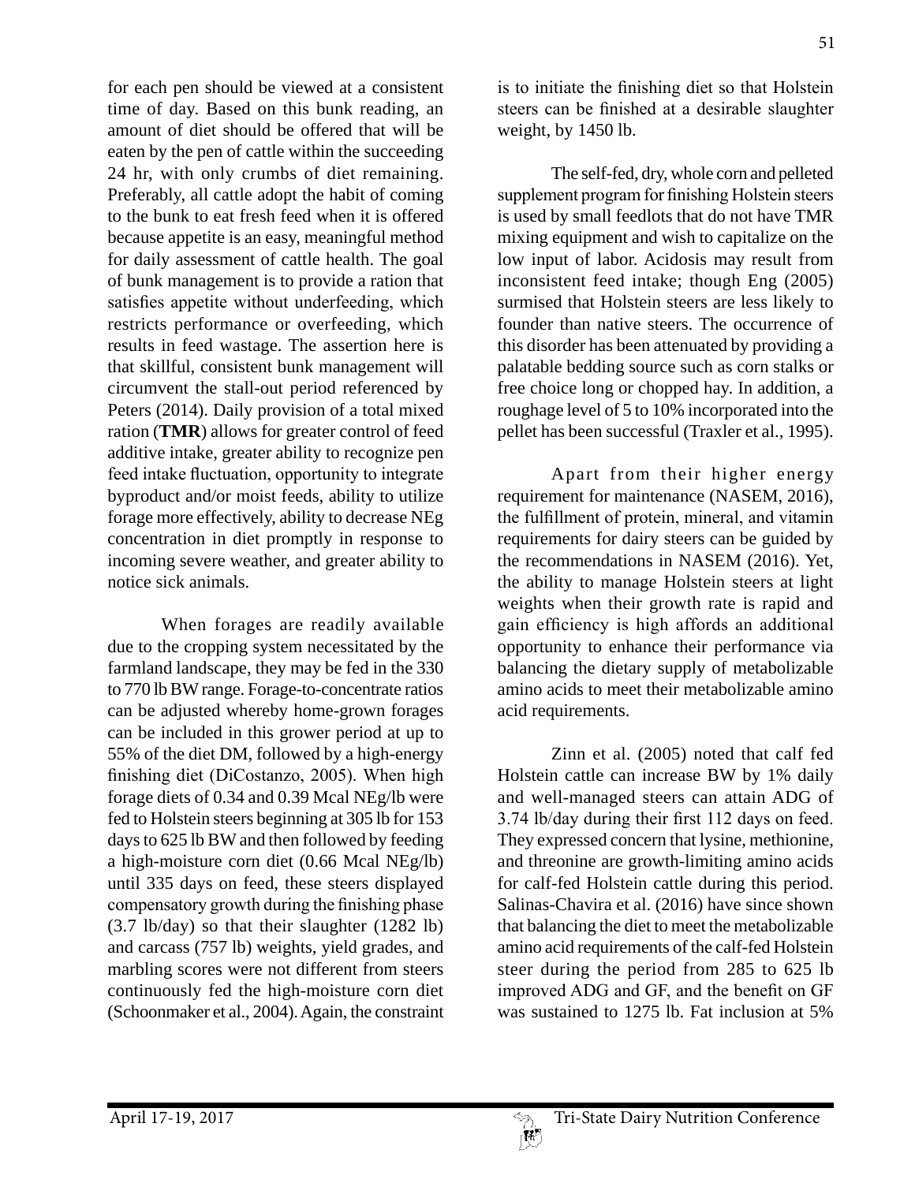for each pen should be viewed at a consistent time of day. Based on this bunk reading, an amount of diet should be offered that will be eaten by the pen of cattle within the succeeding 24 hr, with only crumbs of diet remaining. Preferably, all cattle adopt the habit of coming to the bunk to eat fresh feed when it is offered because appetite is an easy, meaningful method for daily assessment of cattle health. The goal of bunk management is to provide a ration that satisfies appetite without underfeeding, which restricts performance or overfeeding, which results in feed wastage. The assertion here is that skillful, consistent bunk management will circumvent the stall-out period referenced by Peters (2014). Daily provision of a total mixed ration (**TMR**) allows for greater control of feed additive intake, greater ability to recognize pen feed intake fluctuation, opportunity to integrate byproduct and/or moist feeds, ability to utilize forage more effectively, ability to decrease NEg concentration in diet promptly in response to incoming severe weather, and greater ability to notice sick animals.

When forages are readily available due to the cropping system necessitated by the farmland landscape, they may be fed in the 330 to 770 lb BW range. Forage-to-concentrate ratios can be adjusted whereby home-grown forages can be included in this grower period at up to 55% of the diet DM, followed by a high-energy finishing diet (DiCostanzo, 2005). When high forage diets of 0.34 and 0.39 Mcal NEg/lb were fed to Holstein steers beginning at 305 lb for 153 days to 625 lb BW and then followed by feeding a high-moisture corn diet (0.66 Mcal NEg/lb) until 335 days on feed, these steers displayed compensatory growth during the finishing phase (3.7 lb/day) so that their slaughter (1282 lb) and carcass (757 lb) weights, yield grades, and marbling scores were not different from steers continuously fed the high-moisture corn diet (Schoonmaker et al., 2004). Again, the constraint is to initiate the finishing diet so that Holstein steers can be finished at a desirable slaughter weight, by 1450 lb.

The self-fed, dry, whole corn and pelleted supplement program for finishing Holstein steers is used by small feedlots that do not have TMR mixing equipment and wish to capitalize on the low input of labor. Acidosis may result from inconsistent feed intake; though Eng (2005) surmised that Holstein steers are less likely to founder than native steers. The occurrence of this disorder has been attenuated by providing a palatable bedding source such as corn stalks or free choice long or chopped hay. In addition, a roughage level of 5 to 10% incorporated into the pellet has been successful (Traxler et al., 1995).

Apart from their higher energy requirement for maintenance (NASEM, 2016), the fulfillment of protein, mineral, and vitamin requirements for dairy steers can be guided by the recommendations in NASEM (2016). Yet, the ability to manage Holstein steers at light weights when their growth rate is rapid and gain efficiency is high affords an additional opportunity to enhance their performance via balancing the dietary supply of metabolizable amino acids to meet their metabolizable amino acid requirements.

Zinn et al. (2005) noted that calf fed Holstein cattle can increase BW by 1% daily and well-managed steers can attain ADG of 3.74 lb/day during their first 112 days on feed. They expressed concern that lysine, methionine, and threonine are growth-limiting amino acids for calf-fed Holstein cattle during this period. Salinas-Chavira et al. (2016) have since shown that balancing the diet to meet the metabolizable amino acid requirements of the calf-fed Holstein steer during the period from 285 to 625 lb improved ADG and GF, and the benefit on GF was sustained to 1275 lb. Fat inclusion at 5%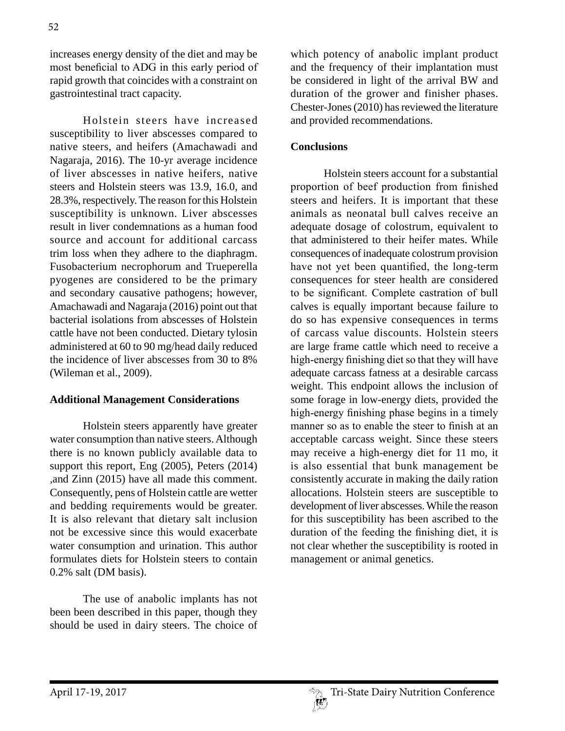increases energy density of the diet and may be most beneficial to ADG in this early period of rapid growth that coincides with a constraint on gastrointestinal tract capacity.

Holstein steers have increased susceptibility to liver abscesses compared to native steers, and heifers (Amachawadi and Nagaraja, 2016). The 10-yr average incidence of liver abscesses in native heifers, native steers and Holstein steers was 13.9, 16.0, and 28.3%, respectively. The reason for this Holstein susceptibility is unknown. Liver abscesses result in liver condemnations as a human food source and account for additional carcass trim loss when they adhere to the diaphragm. Fusobacterium necrophorum and Trueperella pyogenes are considered to be the primary and secondary causative pathogens; however, Amachawadi and Nagaraja (2016) point out that bacterial isolations from abscesses of Holstein cattle have not been conducted. Dietary tylosin administered at 60 to 90 mg/head daily reduced the incidence of liver abscesses from 30 to 8% (Wileman et al., 2009).

## Additional Management Considerations

Holstein steers apparently have greater water consumption than native steers. Although there is no known publicly available data to support this report, Eng (2005), Peters (2014) ,and Zinn (2015) have all made this comment. Consequently, pens of Holstein cattle are wetter and bedding requirements would be greater. It is also relevant that dietary salt inclusion not be excessive since this would exacerbate water consumption and urination. This author formulates diets for Holstein steers to contain 0.2% salt (DM basis).

The use of anabolic implants has not been been described in this paper, though they should be used in dairy steers. The choice of which potency of anabolic implant product and the frequency of their implantation must be considered in light of the arrival BW and duration of the grower and finisher phases. Chester-Jones (2010) has reviewed the literature and provided recommendations.

## Conclusions

Holstein steers account for a substantial proportion of beef production from finished steers and heifers. It is important that these animals as neonatal bull calves receive an adequate dosage of colostrum, equivalent to that administered to their heifer mates. While consequences of inadequate colostrum provision have not yet been quantified, the long-term consequences for steer health are considered to be significant. Complete castration of bull calves is equally important because failure to do so has expensive consequences in terms of carcass value discounts. Holstein steers are large frame cattle which need to receive a high-energy finishing diet so that they will have adequate carcass fatness at a desirable carcass weight. This endpoint allows the inclusion of some forage in low-energy diets, provided the high-energy finishing phase begins in a timely manner so as to enable the steer to finish at an acceptable carcass weight. Since these steers may receive a high-energy diet for 11 mo, it is also essential that bunk management be consistently accurate in making the daily ration allocations. Holstein steers are susceptible to development of liver abscesses. While the reason for this susceptibility has been ascribed to the duration of the feeding the finishing diet, it is not clear whether the susceptibility is rooted in management or animal genetics.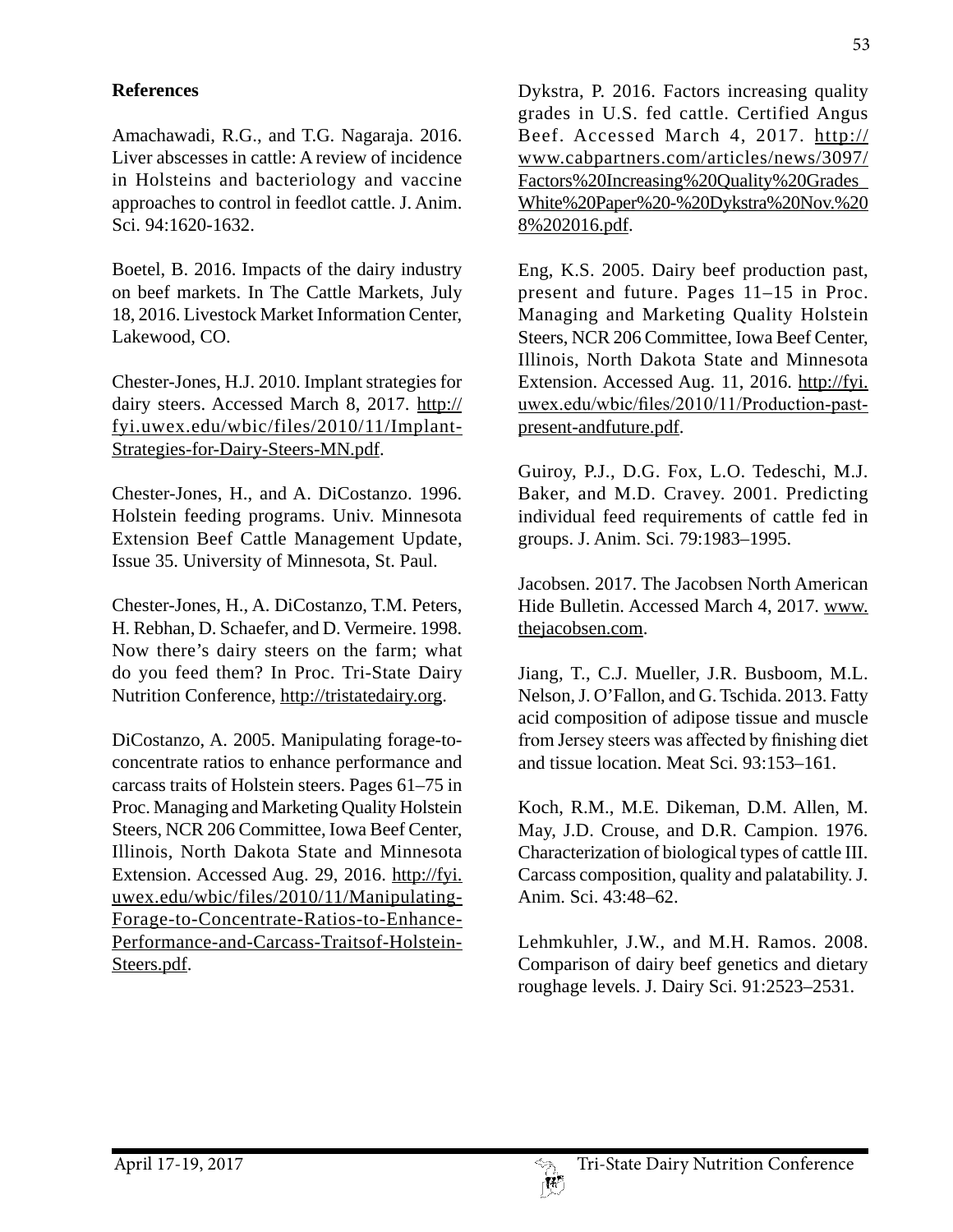### References

Amachawadi, R.G., and T.G. Nagaraja. 2016. Liver abscesses in cattle: A review of incidence in Holsteins and bacteriology and vaccine approaches to control in feedlot cattle. J. Anim. Sci. 94:1620-1632.

Boetel, B. 2016. Impacts of the dairy industry on beef markets. In The Cattle Markets, July 18, 2016. Livestock Market Information Center, Lakewood, CO.

Chester-Jones, H.J. 2010. Implant strategies for dairy steers. Accessed March 8, 2017. http://fyi.uwex.edu/wbic/files/2010/11/Implant-Strategies-for-Dairy-Steers-MN.pdf.

Chester-Jones, H., and A. DiCostanzo. 1996. Holstein feeding programs. Univ. Minnesota Extension Beef Cattle Management Update, Issue 35. University of Minnesota, St. Paul.

Chester-Jones, H., A. DiCostanzo, T.M. Peters, H. Rebhan, D. Schaefer, and D. Vermeire. 1998. Now there's dairy steers on the farm; what do you feed them? In Proc. Tri-State Dairy Nutrition Conference, http://tristatedairy.org.

DiCostanzo, A. 2005. Manipulating forage-to-concentrate ratios to enhance performance and carcass traits of Holstein steers. Pages 61–75 in Proc. Managing and Marketing Quality Holstein Steers, NCR 206 Committee, Iowa Beef Center, Illinois, North Dakota State and Minnesota Extension. Accessed Aug. 29, 2016. http://fyi.uwex.edu/wbic/files/2010/11/Manipulating-Forage-to-Concentrate-Ratios-to-Enhance-Performance-and-Carcass-Traitsof-Holstein-Steers.pdf.

Dykstra, P. 2016. Factors increasing quality grades in U.S. fed cattle. Certified Angus Beef. Accessed March 4, 2017. http://www.cabpartners.com/articles/news/3097/Factors%20Increasing%20Quality%20Grades_White%20Paper%20-%20Dykstra%20Nov.%208%202016.pdf.

Eng, K.S. 2005. Dairy beef production past, present and future. Pages 11–15 in Proc. Managing and Marketing Quality Holstein Steers, NCR 206 Committee, Iowa Beef Center, Illinois, North Dakota State and Minnesota Extension. Accessed Aug. 11, 2016. http://fyi.uwex.edu/wbic/files/2010/11/Production-past-present-andfuture.pdf.

Guiroy, P.J., D.G. Fox, L.O. Tedeschi, M.J. Baker, and M.D. Cravey. 2001. Predicting individual feed requirements of cattle fed in groups. J. Anim. Sci. 79:1983–1995.

Jacobsen. 2017. The Jacobsen North American Hide Bulletin. Accessed March 4, 2017. www.thejacobsen.com.

Jiang, T., C.J. Mueller, J.R. Busboom, M.L. Nelson, J. O'Fallon, and G. Tschida. 2013. Fatty acid composition of adipose tissue and muscle from Jersey steers was affected by finishing diet and tissue location. Meat Sci. 93:153–161.

Koch, R.M., M.E. Dikeman, D.M. Allen, M. May, J.D. Crouse, and D.R. Campion. 1976. Characterization of biological types of cattle III. Carcass composition, quality and palatability. J. Anim. Sci. 43:48–62.

Lehmkuhler, J.W., and M.H. Ramos. 2008. Comparison of dairy beef genetics and dietary roughage levels. J. Dairy Sci. 91:2523–2531.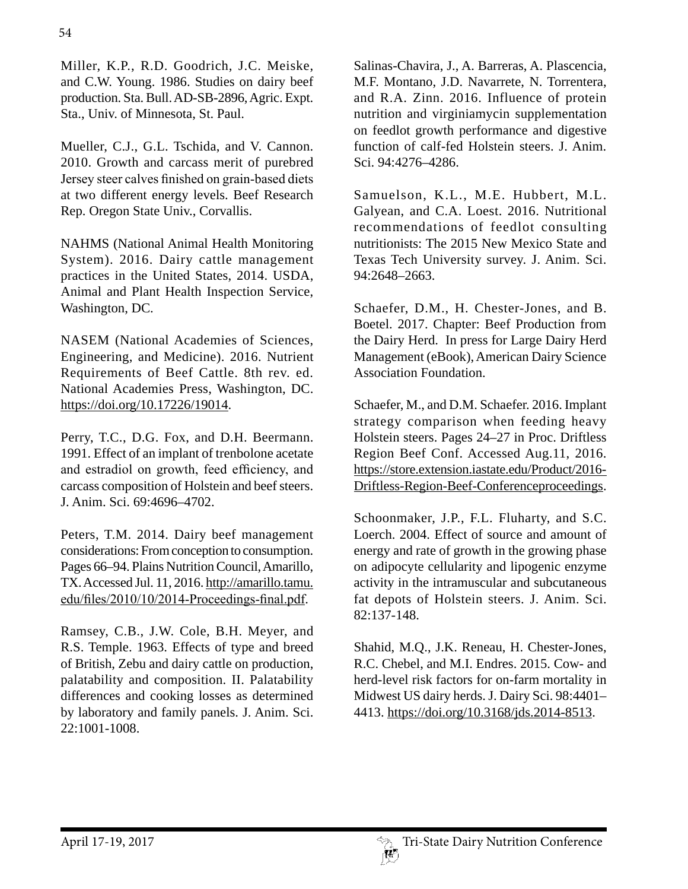Miller, K.P., R.D. Goodrich, J.C. Meiske, and C.W. Young. 1986. Studies on dairy beef production. Sta. Bull. AD-SB-2896, Agric. Expt. Sta., Univ. of Minnesota, St. Paul.

Mueller, C.J., G.L. Tschida, and V. Cannon. 2010. Growth and carcass merit of purebred Jersey steer calves finished on grain-based diets at two different energy levels. Beef Research Rep. Oregon State Univ., Corvallis.

NAHMS (National Animal Health Monitoring System). 2016. Dairy cattle management practices in the United States, 2014. USDA, Animal and Plant Health Inspection Service, Washington, DC.

NASEM (National Academies of Sciences, Engineering, and Medicine). 2016. Nutrient Requirements of Beef Cattle. 8th rev. ed. National Academies Press, Washington, DC. https://doi.org/10.17226/19014.

Perry, T.C., D.G. Fox, and D.H. Beermann. 1991. Effect of an implant of trenbolone acetate and estradiol on growth, feed efficiency, and carcass composition of Holstein and beef steers. J. Anim. Sci. 69:4696–4702.

Peters, T.M. 2014. Dairy beef management considerations: From conception to consumption. Pages 66–94. Plains Nutrition Council, Amarillo, TX. Accessed Jul. 11, 2016. http://amarillo.tamu.edu/files/2010/10/2014-Proceedings-final.pdf.

Ramsey, C.B., J.W. Cole, B.H. Meyer, and R.S. Temple. 1963. Effects of type and breed of British, Zebu and dairy cattle on production, palatability and composition. II. Palatability differences and cooking losses as determined by laboratory and family panels. J. Anim. Sci. 22:1001-1008.

Salinas-Chavira, J., A. Barreras, A. Plascencia, M.F. Montano, J.D. Navarrete, N. Torrentera, and R.A. Zinn. 2016. Influence of protein nutrition and virginiamycin supplementation on feedlot growth performance and digestive function of calf-fed Holstein steers. J. Anim. Sci. 94:4276–4286.

Samuelson, K.L., M.E. Hubbert, M.L. Galyean, and C.A. Loest. 2016. Nutritional recommendations of feedlot consulting nutritionists: The 2015 New Mexico State and Texas Tech University survey. J. Anim. Sci. 94:2648–2663.

Schaefer, D.M., H. Chester-Jones, and B. Boetel. 2017. Chapter: Beef Production from the Dairy Herd. In press for Large Dairy Herd Management (eBook), American Dairy Science Association Foundation.

Schaefer, M., and D.M. Schaefer. 2016. Implant strategy comparison when feeding heavy Holstein steers. Pages 24–27 in Proc. Driftless Region Beef Conf. Accessed Aug.11, 2016. https://store.extension.iastate.edu/Product/2016-Driftless-Region-Beef-Conferenceproceedings.

Schoonmaker, J.P., F.L. Fluharty, and S.C. Loerch. 2004. Effect of source and amount of energy and rate of growth in the growing phase on adipocyte cellularity and lipogenic enzyme activity in the intramuscular and subcutaneous fat depots of Holstein steers. J. Anim. Sci. 82:137-148.

Shahid, M.Q., J.K. Reneau, H. Chester-Jones, R.C. Chebel, and M.I. Endres. 2015. Cow- and herd-level risk factors for on-farm mortality in Midwest US dairy herds. J. Dairy Sci. 98:4401–4413. https://doi.org/10.3168/jds.2014-8513.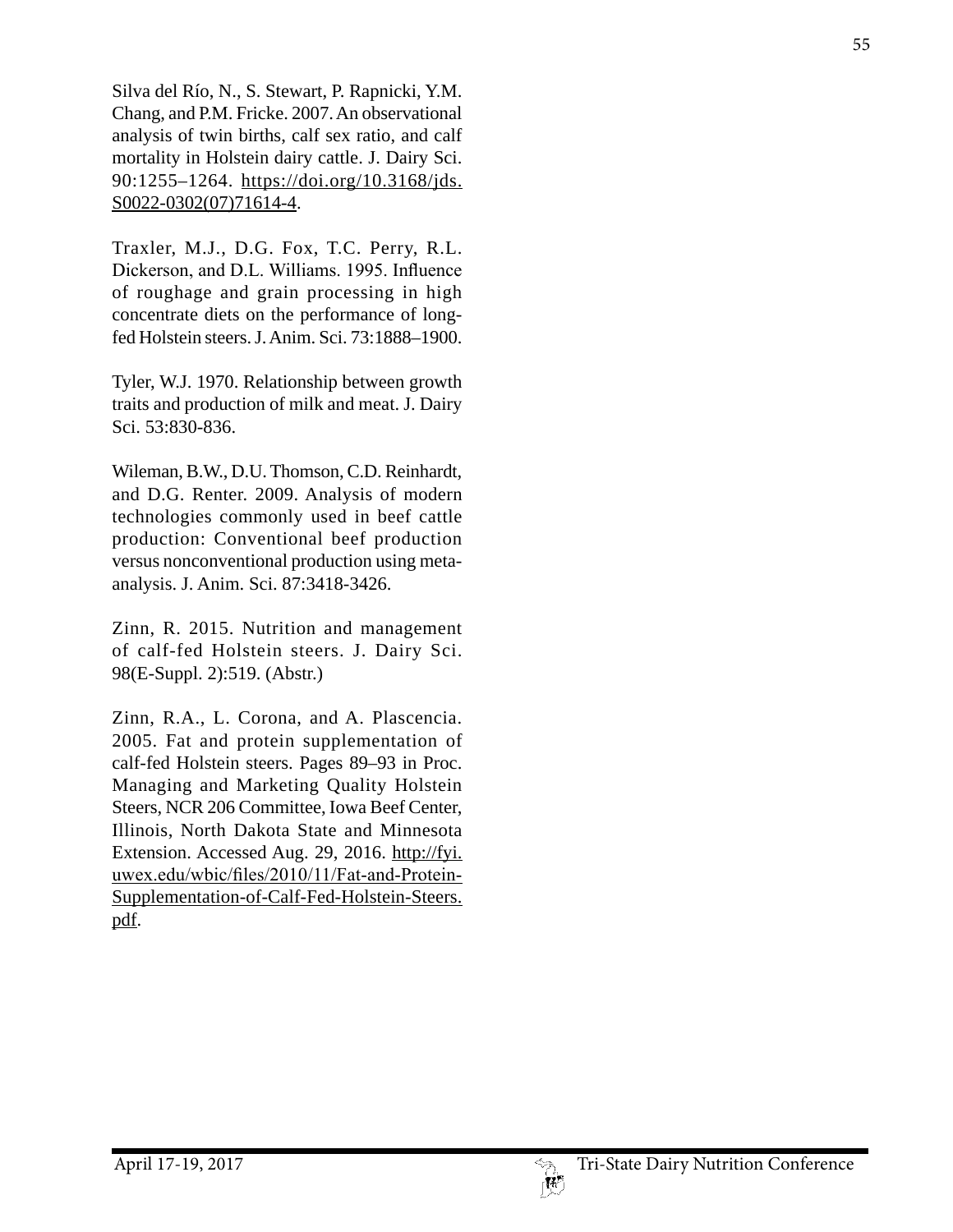Silva del Río, N., S. Stewart, P. Rapnicki, Y.M. Chang, and P.M. Fricke. 2007. An observational analysis of twin births, calf sex ratio, and calf mortality in Holstein dairy cattle. J. Dairy Sci. 90:1255–1264. https://doi.org/10.3168/jds.S0022-0302(07)71614-4.

Traxler, M.J., D.G. Fox, T.C. Perry, R.L. Dickerson, and D.L. Williams. 1995. Influence of roughage and grain processing in high concentrate diets on the performance of long-fed Holstein steers. J. Anim. Sci. 73:1888–1900.

Tyler, W.J. 1970. Relationship between growth traits and production of milk and meat. J. Dairy Sci. 53:830-836.

Wileman, B.W., D.U. Thomson, C.D. Reinhardt, and D.G. Renter. 2009. Analysis of modern technologies commonly used in beef cattle production: Conventional beef production versus nonconventional production using meta-analysis. J. Anim. Sci. 87:3418-3426.

Zinn, R. 2015. Nutrition and management of calf-fed Holstein steers. J. Dairy Sci. 98(E-Suppl. 2):519. (Abstr.)

Zinn, R.A., L. Corona, and A. Plascencia. 2005. Fat and protein supplementation of calf-fed Holstein steers. Pages 89–93 in Proc. Managing and Marketing Quality Holstein Steers, NCR 206 Committee, Iowa Beef Center, Illinois, North Dakota State and Minnesota Extension. Accessed Aug. 29, 2016. http://fyi.uwex.edu/wbic/files/2010/11/Fat-and-Protein-Supplementation-of-Calf-Fed-Holstein-Steers.pdf.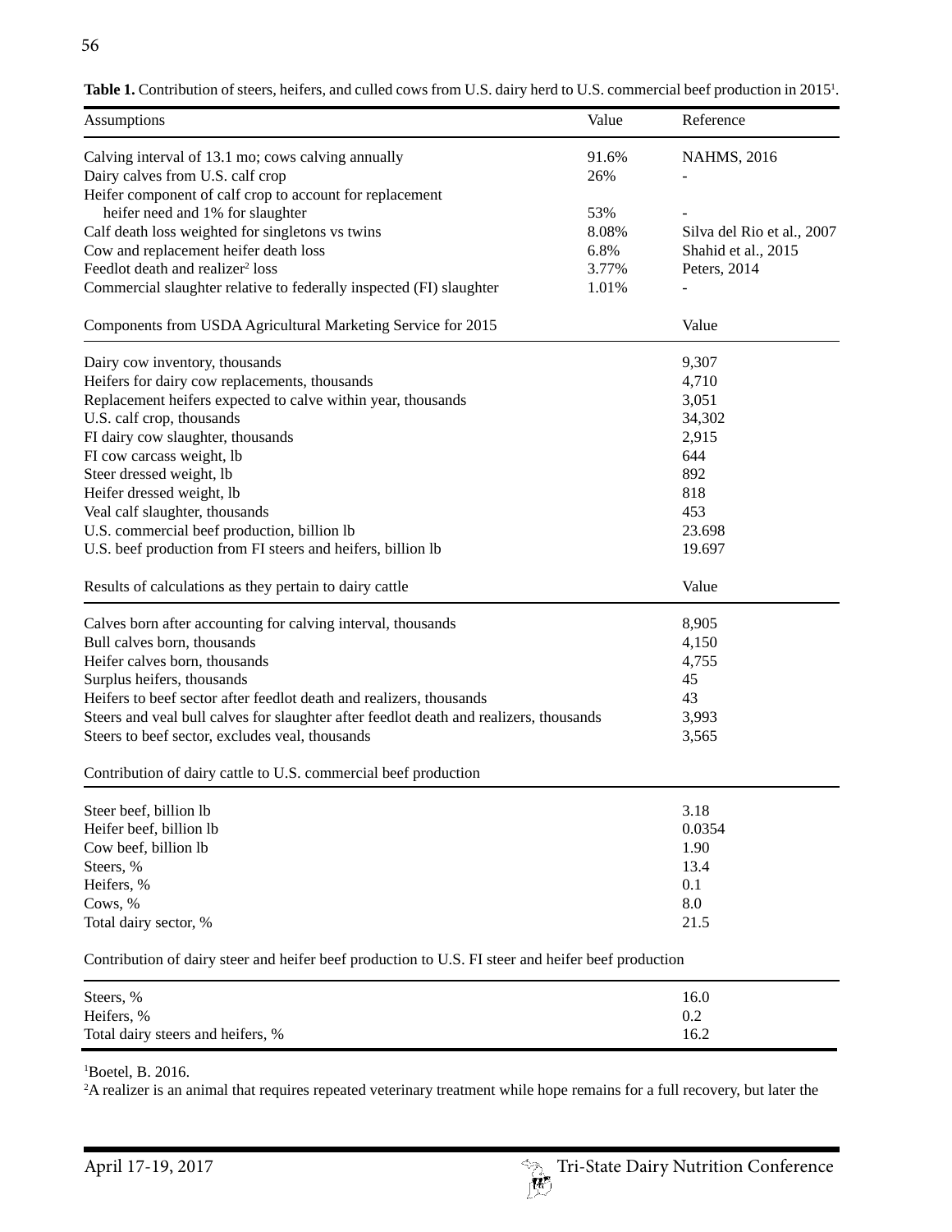**Table 1.** Contribution of steers, heifers, and culled cows from U.S. dairy herd to U.S. commercial beef production in 2015[1].

| Assumptions | Value | Reference |
|---|---|---|
| Calving interval of 13.1 mo; cows calving annually | 91.6% | NAHMS, 2016 |
| Dairy calves from U.S. calf crop | 26% | - |
| Heifer component of calf crop to account for replacement heifer need and 1% for slaughter | 53% | - |
| Calf death loss weighted for singletons vs twins | 8.08% | Silva del Rio et al., 2007 |
| Cow and replacement heifer death loss | 6.8% | Shahid et al., 2015 |
| Feedlot death and realizer[2] loss | 3.77% | Peters, 2014 |
| Commercial slaughter relative to federally inspected (FI) slaughter | 1.01% | - |
| **Components from USDA Agricultural Marketing Service for 2015** | | **Value** |
| Dairy cow inventory, thousands | | 9,307 |
| Heifers for dairy cow replacements, thousands | | 4,710 |
| Replacement heifers expected to calve within year, thousands | | 3,051 |
| U.S. calf crop, thousands | | 34,302 |
| FI dairy cow slaughter, thousands | | 2,915 |
| FI cow carcass weight, lb | | 644 |
| Steer dressed weight, lb | | 892 |
| Heifer dressed weight, lb | | 818 |
| Veal calf slaughter, thousands | | 453 |
| U.S. commercial beef production, billion lb | | 23.698 |
| U.S. beef production from FI steers and heifers, billion lb | | 19.697 |
| **Results of calculations as they pertain to dairy cattle** | | **Value** |
| Calves born after accounting for calving interval, thousands | | 8,905 |
| Bull calves born, thousands | | 4,150 |
| Heifer calves born, thousands | | 4,755 |
| Surplus heifers, thousands | | 45 |
| Heifers to beef sector after feedlot death and realizers, thousands | | 43 |
| Steers and veal bull calves for slaughter after feedlot death and realizers, thousands | | 3,993 |
| Steers to beef sector, excludes veal, thousands | | 3,565 |
| **Contribution of dairy cattle to U.S. commercial beef production** | | |
| Steer beef, billion lb | | 3.18 |
| Heifer beef, billion lb | | 0.0354 |
| Cow beef, billion lb | | 1.90 |
| Steers, % | | 13.4 |
| Heifers, % | | 0.1 |
| Cows, % | | 8.0 |
| Total dairy sector, % | | 21.5 |
| **Contribution of dairy steer and heifer beef production to U.S. FI steer and heifer beef production** | | |
| Steers, % | | 16.0 |
| Heifers, % | | 0.2 |
| Total dairy steers and heifers, % | | 16.2 |

[1]Boetel, B. 2016.

[2]A realizer is an animal that requires repeated veterinary treatment while hope remains for a full recovery, but later the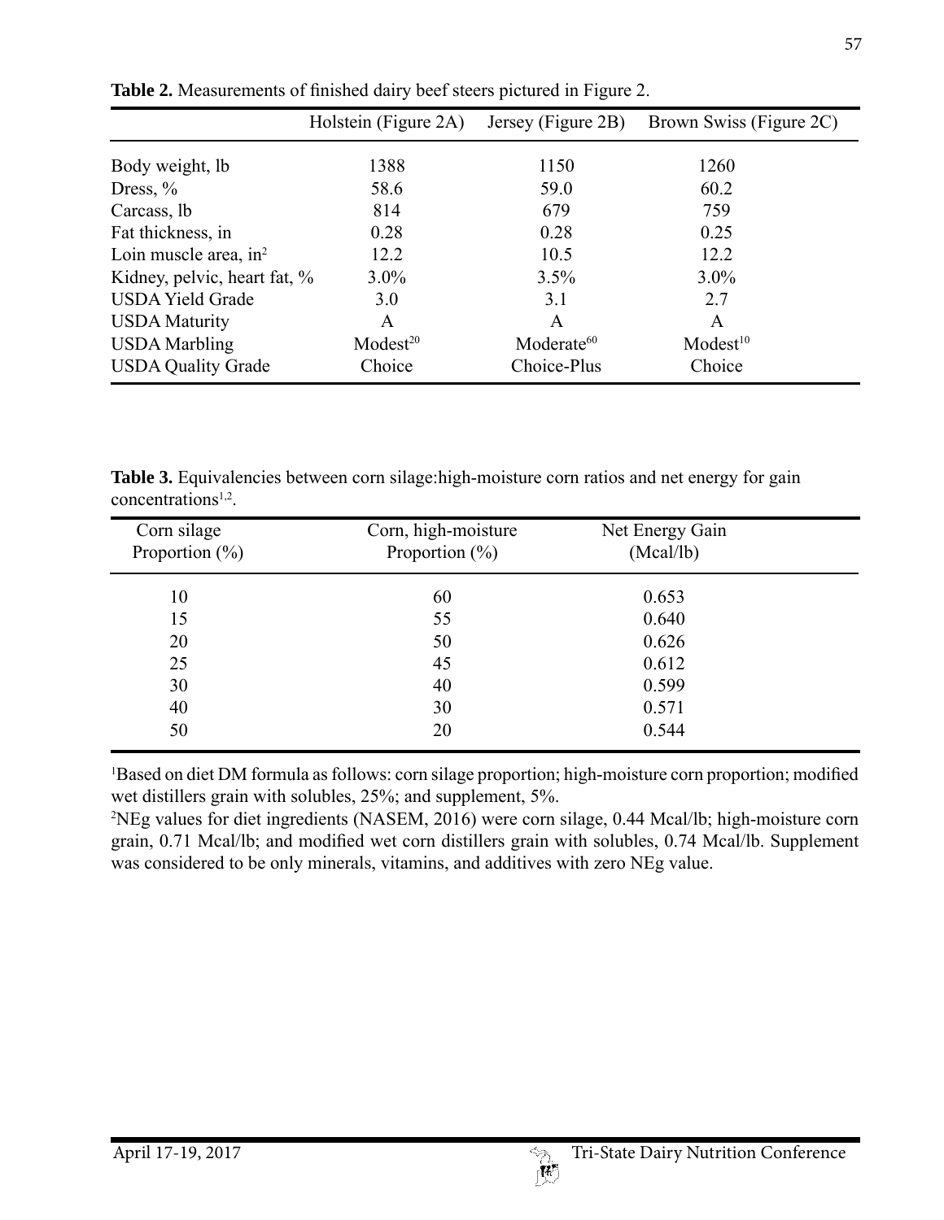**Table 2.** Measurements of finished dairy beef steers pictured in Figure 2.

| | Holstein (Figure 2A) | Jersey (Figure 2B) | Brown Swiss (Figure 2C) |
|---|---|---|---|
| Body weight, lb | 1388 | 1150 | 1260 |
| Dress, % | 58.6 | 59.0 | 60.2 |
| Carcass, lb | 814 | 679 | 759 |
| Fat thickness, in | 0.28 | 0.28 | 0.25 |
| Loin muscle area, $in^2$ | 12.2 | 10.5 | 12.2 |
| Kidney, pelvic, heart fat, % | 3.0% | 3.5% | 3.0% |
| USDA Yield Grade | 3.0 | 3.1 | 2.7 |
| USDA Maturity | A | A | A |
| USDA Marbling | Modest[20] | Moderate[60] | Modest[10] |
| USDA Quality Grade | Choice | Choice-Plus | Choice |

**Table 3.** Equivalencies between corn silage:high-moisture corn ratios and net energy for gain concentrations[1,2].

| Corn silage Proportion (%) | Corn, high-moisture Proportion (%) | Net Energy Gain (Mcal/lb) |
|---|---|---|
| 10 | 60 | 0.653 |
| 15 | 55 | 0.640 |
| 20 | 50 | 0.626 |
| 25 | 45 | 0.612 |
| 30 | 40 | 0.599 |
| 40 | 30 | 0.571 |
| 50 | 20 | 0.544 |

[1]Based on diet DM formula as follows: corn silage proportion; high-moisture corn proportion; modified wet distillers grain with solubles, 25%; and supplement, 5%.

[2]NEg values for diet ingredients (NASEM, 2016) were corn silage, 0.44 Mcal/lb; high-moisture corn grain, 0.71 Mcal/lb; and modified wet corn distillers grain with solubles, 0.74 Mcal/lb. Supplement was considered to be only minerals, vitamins, and additives with zero NEg value.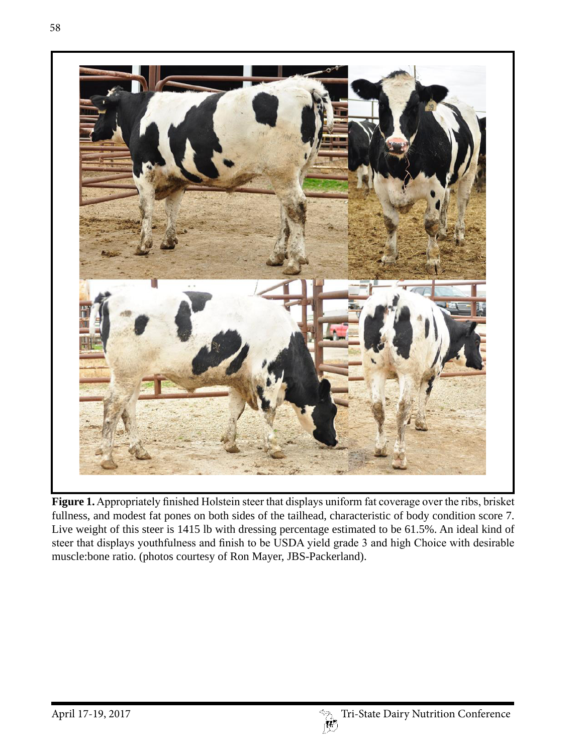**Figure 1.** Appropriately finished Holstein steer that displays uniform fat coverage over the ribs, brisket fullness, and modest fat pones on both sides of the tailhead, characteristic of body condition score 7. Live weight of this steer is 1415 lb with dressing percentage estimated to be 61.5%. An ideal kind of steer that displays youthfulness and finish to be USDA yield grade 3 and high Choice with desirable muscle:bone ratio. (photos courtesy of Ron Mayer, JBS-Packerland).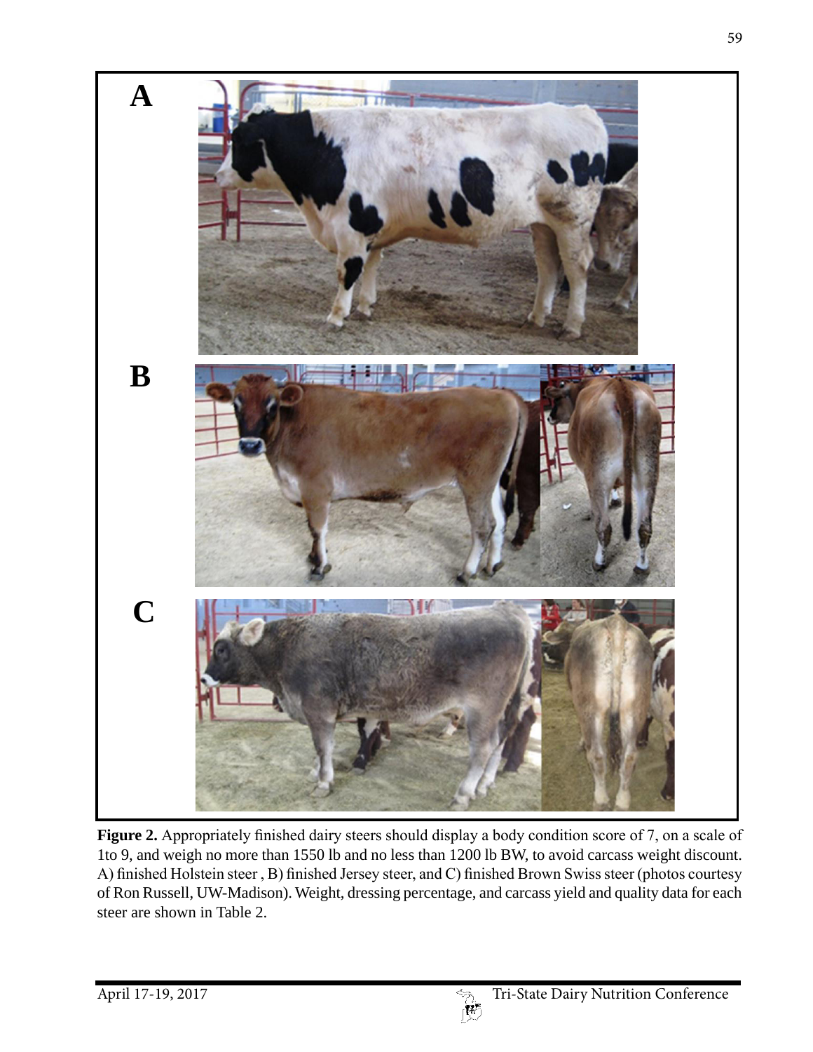A

B

C

**Figure 2.** Appropriately finished dairy steers should display a body condition score of 7, on a scale of 1to 9, and weigh no more than 1550 lb and no less than 1200 lb BW, to avoid carcass weight discount. A) finished Holstein steer , B) finished Jersey steer, and C) finished Brown Swiss steer (photos courtesy of Ron Russell, UW-Madison). Weight, dressing percentage, and carcass yield and quality data for each steer are shown in Table 2.